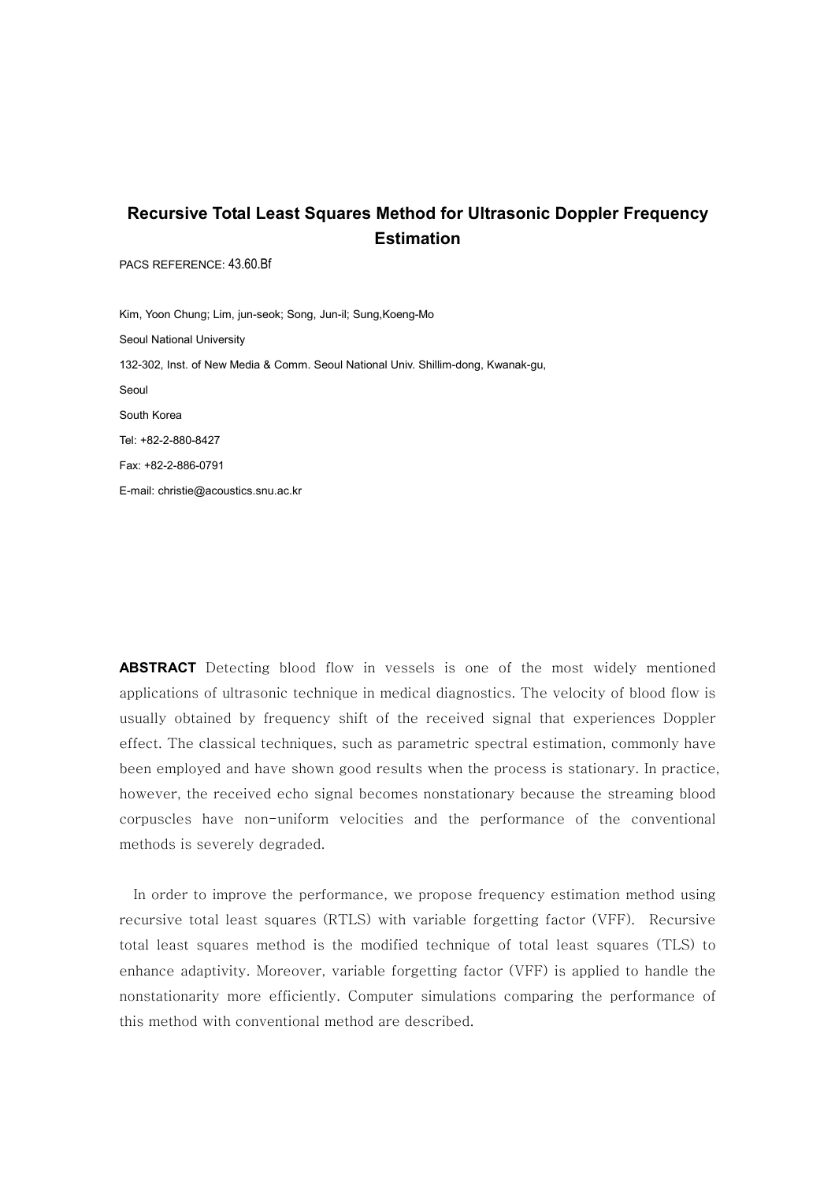# Recursive Total Least Squares Method for Ultrasonic Doppler Frequency Estimation

PACS REFERENCE: 43.60.Bf

Kim, Yoon Chung; Lim, jun-seok; Song, Jun-il; Sung,Koeng-Mo

Seoul National University

132-302, Inst. of New Media & Comm. Seoul National Univ. Shillim-dong, Kwanak-gu,

Seoul

South Korea

Tel: +82-2-880-8427

Fax: +82-2-886-0791

E-mail: christie@acoustics.snu.ac.kr

**ABSTRACT** Detecting blood flow in vessels is one of the most widely mentioned applications of ultrasonic technique in medical diagnostics. The velocity of blood flow is usually obtained by frequency shift of the received signal that experiences Doppler effect. The classical techniques, such as parametric spectral estimation, commonly have been employed and have shown good results when the process is stationary. In practice, however, the received echo signal becomes nonstationary because the streaming blood corpuscles have non-uniform velocities and the performance of the conventional methods is severely degraded.

In order to improve the performance, we propose frequency estimation method using recursive total least squares (RTLS) with variable forgetting factor (VFF). Recursive total least squares method is the modified technique of total least squares (TLS) to enhance adaptivity. Moreover, variable forgetting factor (VFF) is applied to handle the nonstationarity more efficiently. Computer simulations comparing the performance of this method with conventional method are described.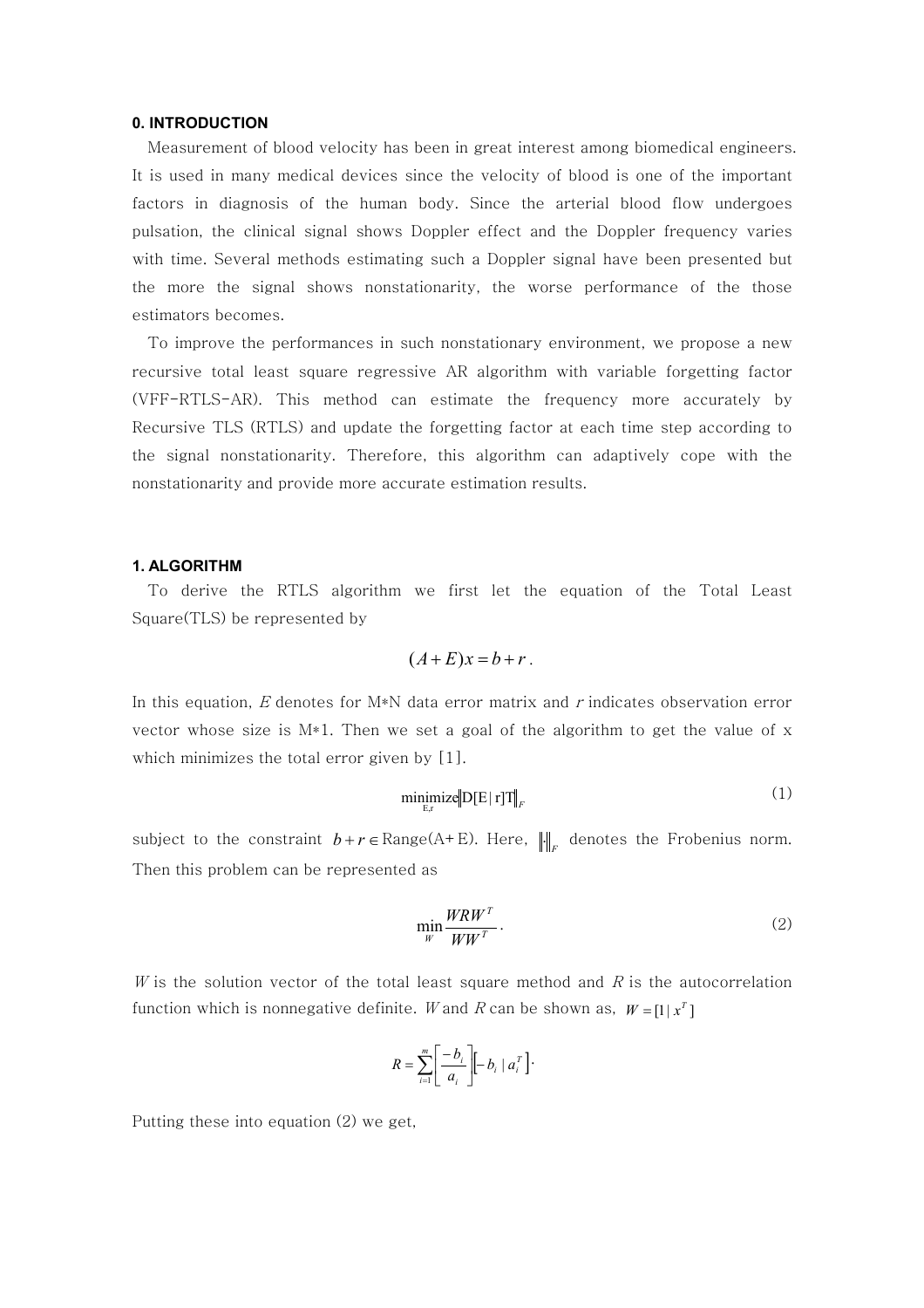## 0. INTRODUCTION

Measurement of blood velocity has been in great interest among biomedical engineers. It is used in many medical devices since the velocity of blood is one of the important factors in diagnosis of the human body. Since the arterial blood flow undergoes pulsation, the clinical signal shows Doppler effect and the Doppler frequency varies with time. Several methods estimating such a Doppler signal have been presented but the more the signal shows nonstationarity, the worse performance of the those estimators becomes.

To improve the performances in such nonstationary environment, we propose a new recursive total least square regressive AR algorithm with variable forgetting factor (VFF-RTLS-AR). This method can estimate the frequency more accurately by Recursive TLS (RTLS) and update the forgetting factor at each time step according to the signal nonstationarity. Therefore, this algorithm can adaptively cope with the nonstationarity and provide more accurate estimation results.

## 1. ALGORITHM

To derive the RTLS algorithm we first let the equation of the Total Least Square(TLS) be represented by

$$(A+E)x = b + r.$$

In this equation, $E$ denotes for M\*N data error matrix and $r$ indicates observation error vector whose size is M\*1. Then we set a goal of the algorithm to get the value of x which minimizes the total error given by [1].

$$\underset{E,r}{\text{minimize}} \left\| D[E \mid r]T \right\|_F \tag{1}$$

subject to the constraint $b + r \in \text{Range}(A+E)$. Here, $\|\cdot\|_F$ denotes the Frobenius norm. Then this problem can be represented as

$$\min_W \frac{WRW^T}{WW^T}. \tag{2}$$

$W$ is the solution vector of the total least square method and $R$ is the autocorrelation function which is nonnegative definite. $W$ and $R$ can be shown as, $W = [1 \mid x^T]$

$$R = \sum_{i=1}^{m} \begin{bmatrix} -b_i \\ a_i \end{bmatrix} \begin{bmatrix} -b_i \mid a_i^T \end{bmatrix}.$$

Putting these into equation (2) we get,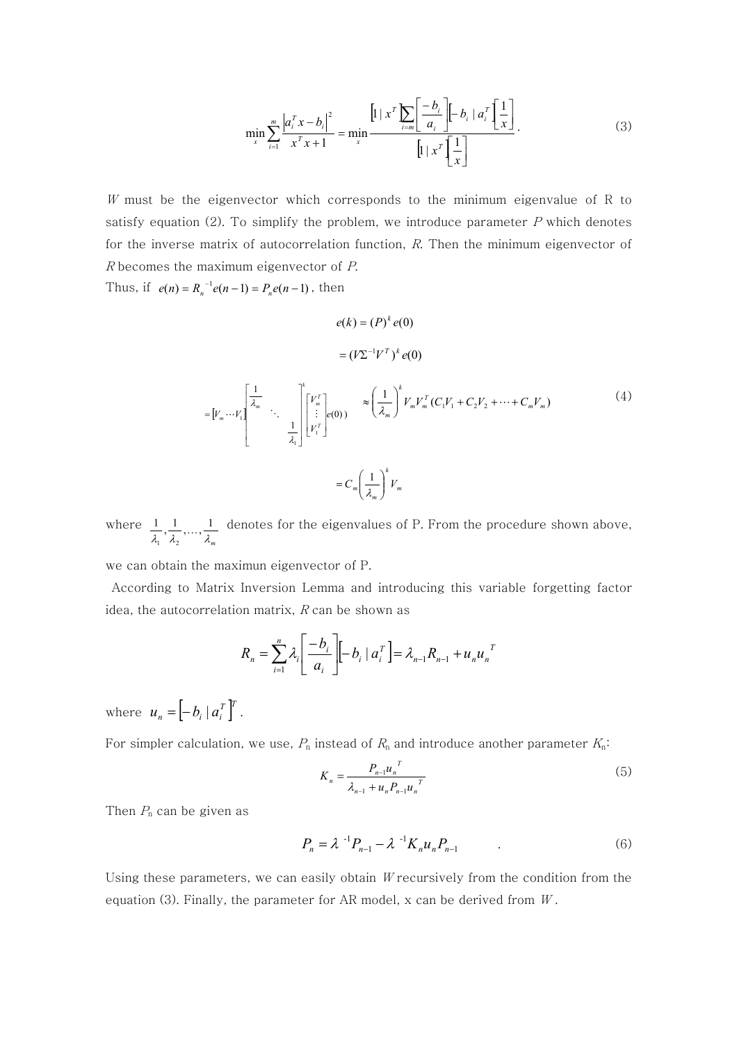$$\min_x \sum_{i=1}^{m} \frac{\left|a_i^T x - b_i\right|^2}{x^T x + 1} = \min_x \frac{\left[1 \mid x^T\right] \sum_{i=m} \begin{bmatrix} -b_i \\ a_i \end{bmatrix} \left[-b_i \mid a_i^T\right] \begin{bmatrix} 1 \\ x \end{bmatrix}}{\left[1 \mid x^T\right] \begin{bmatrix} 1 \\ x \end{bmatrix}}. \tag{3}$$

$W$ must be the eigenvector which corresponds to the minimum eigenvalue of R to satisfy equation (2). To simplify the problem, we introduce parameter $P$ which denotes for the inverse matrix of autocorrelation function, $R$. Then the minimum eigenvector of $R$ becomes the maximum eigenvector of $P$.

Thus, if $e(n) = R_n^{-1} e(n-1) = P_n e(n-1)$, then

$$\begin{aligned}
e(k) &= (P)^k e(0) \\
&= (V \Sigma^{-1} V^T)^k e(0) \\
&= \left[V_m \cdots V_1\right] \begin{bmatrix} \frac{1}{\lambda_m} & & \\ & \ddots & \\ & & \frac{1}{\lambda_1} \end{bmatrix}^k \begin{bmatrix} V_m^T \\ \vdots \\ V_1^T \end{bmatrix} e(0)) \approx \left(\frac{1}{\lambda_m}\right)^k V_m V_m^T (C_1 V_1 + C_2 V_2 + \cdots + C_m V_m) \\
&= C_m \left(\frac{1}{\lambda_m}\right)^k V_m
\end{aligned} \tag{4}$$

where $\frac{1}{\lambda_1}, \frac{1}{\lambda_2}, \ldots, \frac{1}{\lambda_m}$ denotes for the eigenvalues of P. From the procedure shown above, we can obtain the maximun eigenvector of P.

According to Matrix Inversion Lemma and introducing this variable forgetting factor idea, the autocorrelation matrix, $R$ can be shown as

$$R_n = \sum_{i=1}^{n} \lambda_i \begin{bmatrix} -b_i \\ a_i \end{bmatrix} \left[-b_i \mid a_i^T\right] = \lambda_{n-1} R_{n-1} + u_n u_n^T$$

where $u_n = \left[-b_i \mid a_i^T\right]^T$.

For simpler calculation, we use, $P_n$ instead of $R_n$ and introduce another parameter $K_n$:

$$K_n = \frac{P_{n-1} u_n^T}{\lambda_{n-1} + u_n P_{n-1} u_n^T} \tag{5}$$

Then $P_n$ can be given as

$$P_n = \lambda^{-1} P_{n-1} - \lambda^{-1} K_n u_n P_{n-1} \quad . \tag{6}$$

Using these parameters, we can easily obtain $W$ recursively from the condition from the equation (3). Finally, the parameter for AR model, x can be derived from $W$.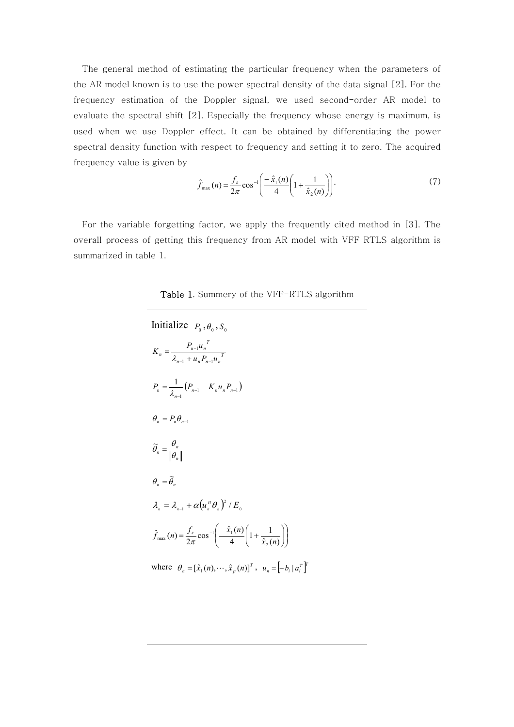The general method of estimating the particular frequency when the parameters of the AR model known is to use the power spectral density of the data signal [2]. For the frequency estimation of the Doppler signal, we used second-order AR model to evaluate the spectral shift [2]. Especially the frequency whose energy is maximum, is used when we use Doppler effect. It can be obtained by differentiating the power spectral density function with respect to frequency and setting it to zero. The acquired frequency value is given by

$$\hat{f}_{\max}(n) = \frac{f_s}{2\pi}\cos^{-1}\left(\frac{-\hat{x}_1(n)}{4}\left(1+\frac{1}{\hat{x}_2(n)}\right)\right). \tag{7}$$

For the variable forgetting factor, we apply the frequently cited method in [3]. The overall process of getting this frequency from AR model with VFF RTLS algorithm is summarized in table 1.

**Table 1**. Summery of the VFF-RTLS algorithm

Initialize $P_0, \theta_0, S_0$

$$K_n = \frac{P_{n-1}u_n^{\;T}}{\lambda_{n-1} + u_n P_{n-1} u_n^{\;T}}$$

$$P_n = \frac{1}{\lambda_{n-1}}\left(P_{n-1} - K_n u_n P_{n-1}\right)$$

$$\theta_n = P_n \theta_{n-1}$$

$$\widetilde{\theta}_n = \frac{\theta_n}{\|\theta_n\|}$$

$$\theta_n = \widetilde{\theta}_n$$

$$\lambda_n = \lambda_{n-1} + \alpha\left(u_n^H \theta_n\right)^2 / E_0$$

$$\hat{f}_{\max}(n) = \frac{f_s}{2\pi}\cos^{-1}\left(\frac{-\hat{x}_1(n)}{4}\left(1+\frac{1}{\hat{x}_2(n)}\right)\right)$$

where $\theta_n = [\hat{x}_1(n), \cdots, \hat{x}_p(n)]^T$, $u_n = \left[-b_i \,|\, a_i^T\right]^T$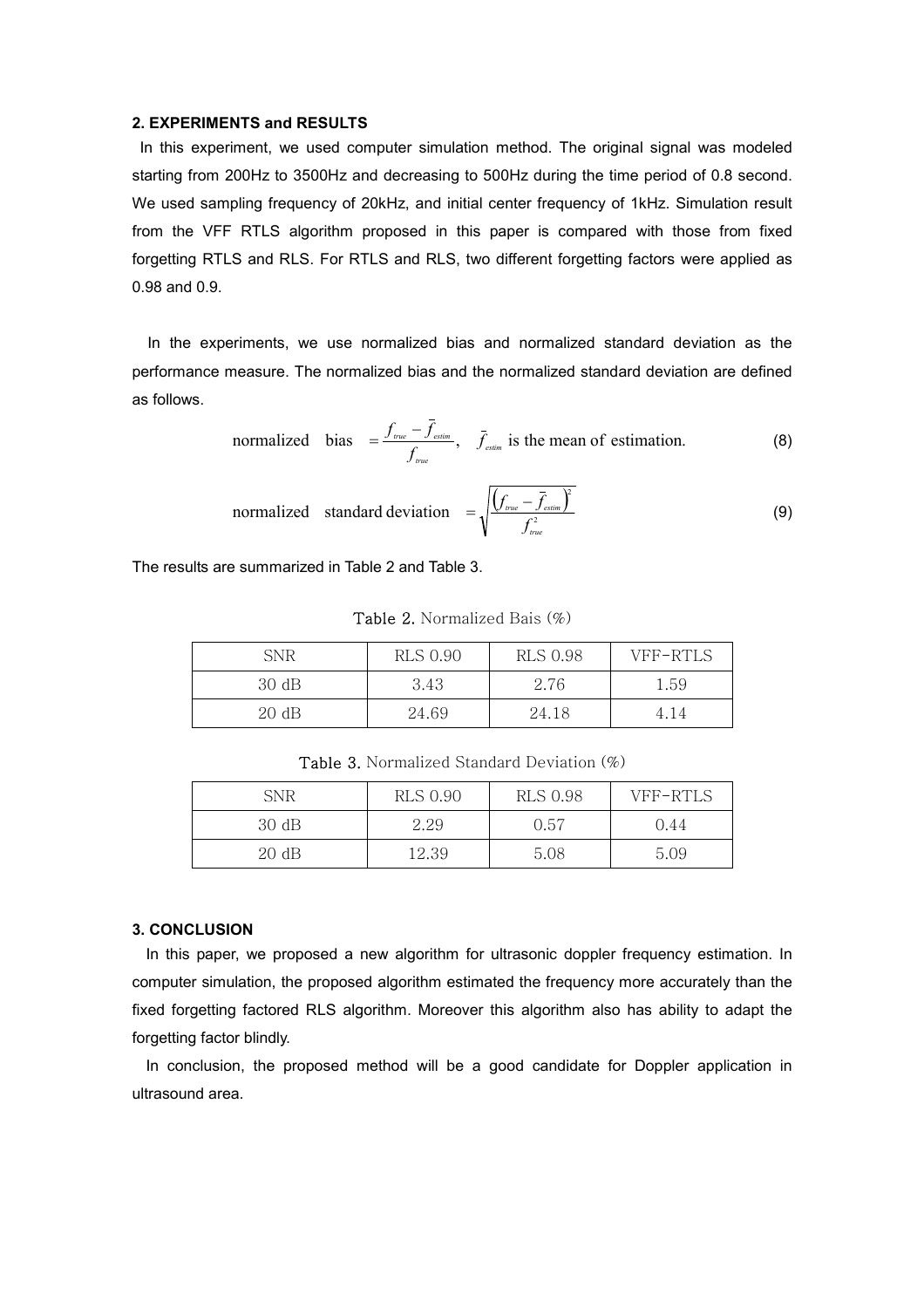## 2. EXPERIMENTS and RESULTS

In this experiment, we used computer simulation method. The original signal was modeled starting from 200Hz to 3500Hz and decreasing to 500Hz during the time period of 0.8 second. We used sampling frequency of 20kHz, and initial center frequency of 1kHz. Simulation result from the VFF RTLS algorithm proposed in this paper is compared with those from fixed forgetting RTLS and RLS. For RTLS and RLS, two different forgetting factors were applied as 0.98 and 0.9.

In the experiments, we use normalized bias and normalized standard deviation as the performance measure. The normalized bias and the normalized standard deviation are defined as follows.

$$\text{normalized bias} = \frac{f_{true} - \bar{f}_{estim}}{f_{true}}, \quad \bar{f}_{estim} \text{ is the mean of estimation.} \tag{8}$$

$$\text{normalized standard deviation} = \sqrt{\frac{\left(f_{true} - \bar{f}_{estim}\right)^2}{f_{true}^2}} \tag{9}$$

The results are summarized in Table 2 and Table 3.

Table 2. Normalized Bais (%)

| SNR | RLS 0.90 | RLS 0.98 | VFF-RTLS |
|---|---|---|---|
| 30 dB | 3.43 | 2.76 | 1.59 |
| 20 dB | 24.69 | 24.18 | 4.14 |

Table 3. Normalized Standard Deviation (%)

| SNR | RLS 0.90 | RLS 0.98 | VFF-RTLS |
|---|---|---|---|
| 30 dB | 2.29 | 0.57 | 0.44 |
| 20 dB | 12.39 | 5.08 | 5.09 |

## 3. CONCLUSION

In this paper, we proposed a new algorithm for ultrasonic doppler frequency estimation. In computer simulation, the proposed algorithm estimated the frequency more accurately than the fixed forgetting factored RLS algorithm. Moreover this algorithm also has ability to adapt the forgetting factor blindly.

In conclusion, the proposed method will be a good candidate for Doppler application in ultrasound area.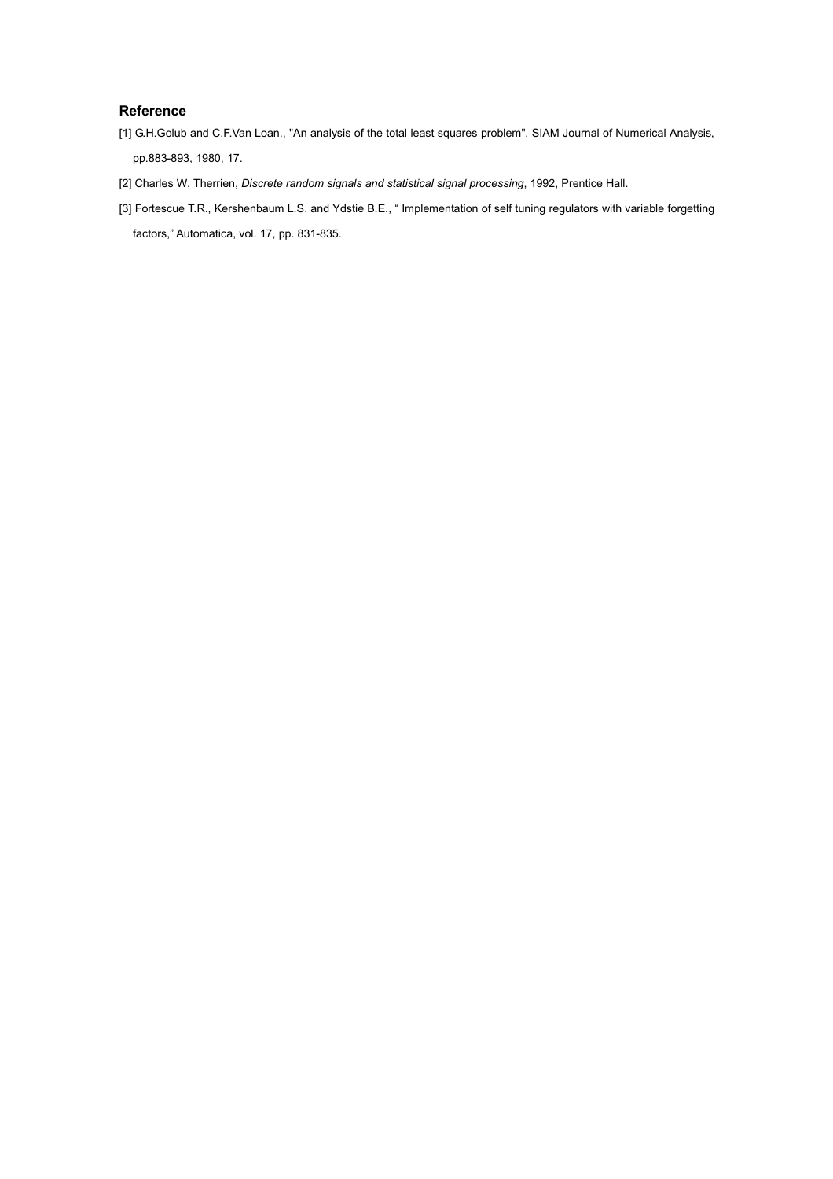## Reference

[1] G.H.Golub and C.F.Van Loan., "An analysis of the total least squares problem", SIAM Journal of Numerical Analysis, pp.883-893, 1980, 17.

[2] Charles W. Therrien, *Discrete random signals and statistical signal processing*, 1992, Prentice Hall.

[3] Fortescue T.R., Kershenbaum L.S. and Ydstie B.E., " Implementation of self tuning regulators with variable forgetting factors," Automatica, vol. 17, pp. 831-835.